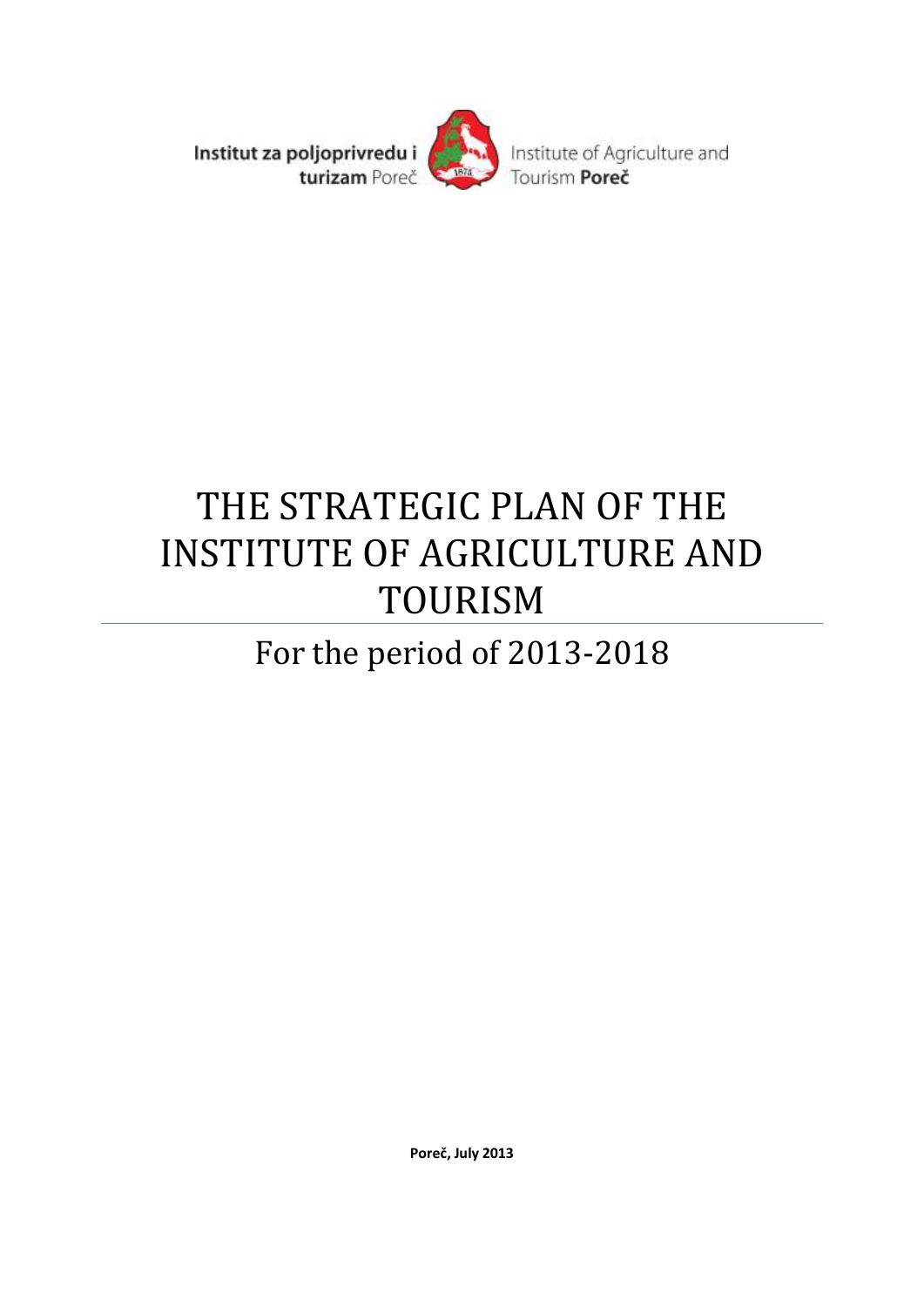Institut za poljoprivredu i turizam Poreč

Institute of Agriculture and Tourism **Poreč**

# THE STRATEGIC PLAN OF THE INSTITUTE OF AGRICULTURE AND TOURISM

## For the period of 2013-2018

**Poreč, July 2013**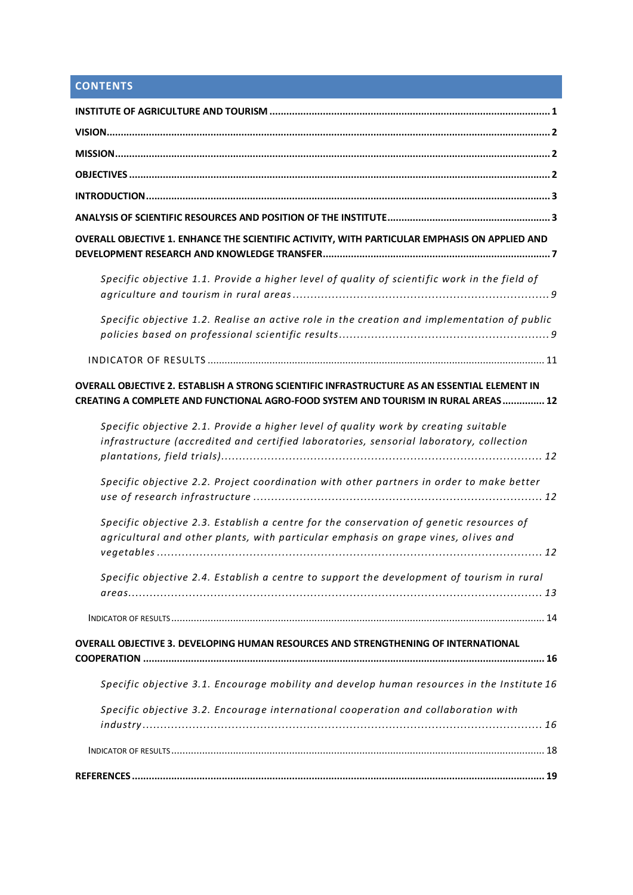## CONTENTS

**INSTITUTE OF AGRICULTURE AND TOURISM** .......... 1

**VISION** .......... 2

**MISSION** .......... 2

**OBJECTIVES** .......... 2

**INTRODUCTION** .......... 3

**ANALYSIS OF SCIENTIFIC RESOURCES AND POSITION OF THE INSTITUTE** .......... 3

**OVERALL OBJECTIVE 1. ENHANCE THE SCIENTIFIC ACTIVITY, WITH PARTICULAR EMPHASIS ON APPLIED AND DEVELOPMENT RESEARCH AND KNOWLEDGE TRANSFER** .......... 7

*Specific objective 1.1. Provide a higher level of quality of scientific work in the field of agriculture and tourism in rural areas* .......... 9

*Specific objective 1.2. Realise an active role in the creation and implementation of public policies based on professional scientific results* .......... 9

INDICATOR OF RESULTS .......... 11

**OVERALL OBJECTIVE 2. ESTABLISH A STRONG SCIENTIFIC INFRASTRUCTURE AS AN ESSENTIAL ELEMENT IN CREATING A COMPLETE AND FUNCTIONAL AGRO-FOOD SYSTEM AND TOURISM IN RURAL AREAS** .......... 12

*Specific objective 2.1. Provide a higher level of quality work by creating suitable infrastructure (accredited and certified laboratories, sensorial laboratory, collection plantations, field trials)* .......... 12

*Specific objective 2.2. Project coordination with other partners in order to make better use of research infrastructure* .......... 12

*Specific objective 2.3. Establish a centre for the conservation of genetic resources of agricultural and other plants, with particular emphasis on grape vines, olives and vegetables* .......... 12

*Specific objective 2.4. Establish a centre to support the development of tourism in rural areas* .......... 13

INDICATOR OF RESULTS .......... 14

**OVERALL OBJECTIVE 3. DEVELOPING HUMAN RESOURCES AND STRENGTHENING OF INTERNATIONAL COOPERATION** .......... 16

*Specific objective 3.1. Encourage mobility and develop human resources in the Institute* 16

*Specific objective 3.2. Encourage international cooperation and collaboration with industry* .......... 16

INDICATOR OF RESULTS .......... 18

**REFERENCES** .......... 19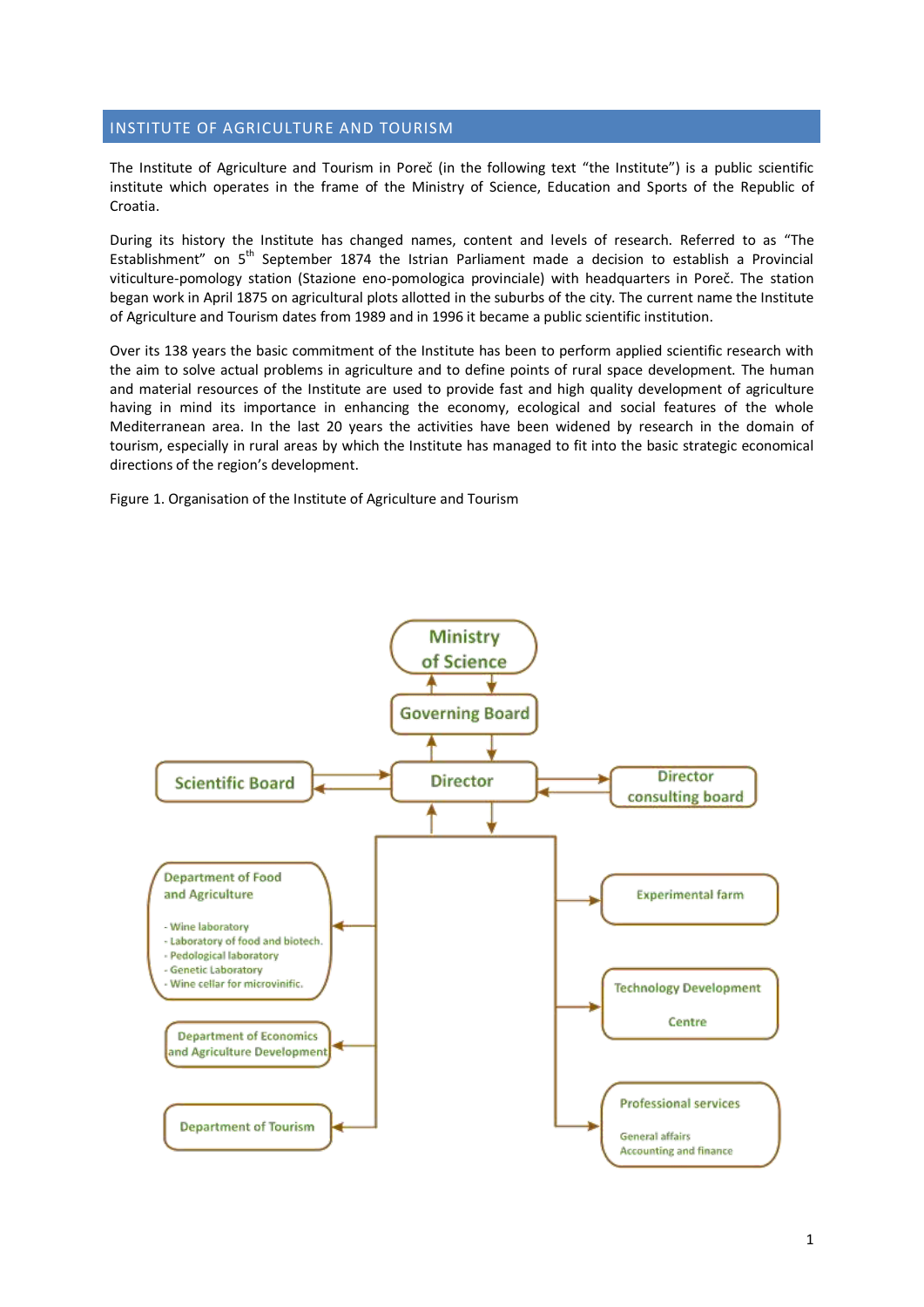# INSTITUTE OF AGRICULTURE AND TOURISM

The Institute of Agriculture and Tourism in Poreč (in the following text "the Institute") is a public scientific institute which operates in the frame of the Ministry of Science, Education and Sports of the Republic of Croatia.

During its history the Institute has changed names, content and levels of research. Referred to as "The Establishment" on 5th September 1874 the Istrian Parliament made a decision to establish a Provincial viticulture-pomology station (Stazione eno-pomologica provinciale) with headquarters in Poreč. The station began work in April 1875 on agricultural plots allotted in the suburbs of the city. The current name the Institute of Agriculture and Tourism dates from 1989 and in 1996 it became a public scientific institution.

Over its 138 years the basic commitment of the Institute has been to perform applied scientific research with the aim to solve actual problems in agriculture and to define points of rural space development. The human and material resources of the Institute are used to provide fast and high quality development of agriculture having in mind its importance in enhancing the economy, ecological and social features of the whole Mediterranean area. In the last 20 years the activities have been widened by research in the domain of tourism, especially in rural areas by which the Institute has managed to fit into the basic strategic economical directions of the region's development.

Figure 1. Organisation of the Institute of Agriculture and Tourism

Ministry of Science

Governing Board

Scientific Board

Director

Director consulting board

Department of Food and Agriculture

- Wine laboratory
- Laboratory of food and biotech.
- Pedological laboratory
- Genetic Laboratory
- Wine cellar for microvinific.

Department of Economics and Agriculture Development

Department of Tourism

Experimental farm

Technology Development Centre

Professional services

General affairs
Accounting and finance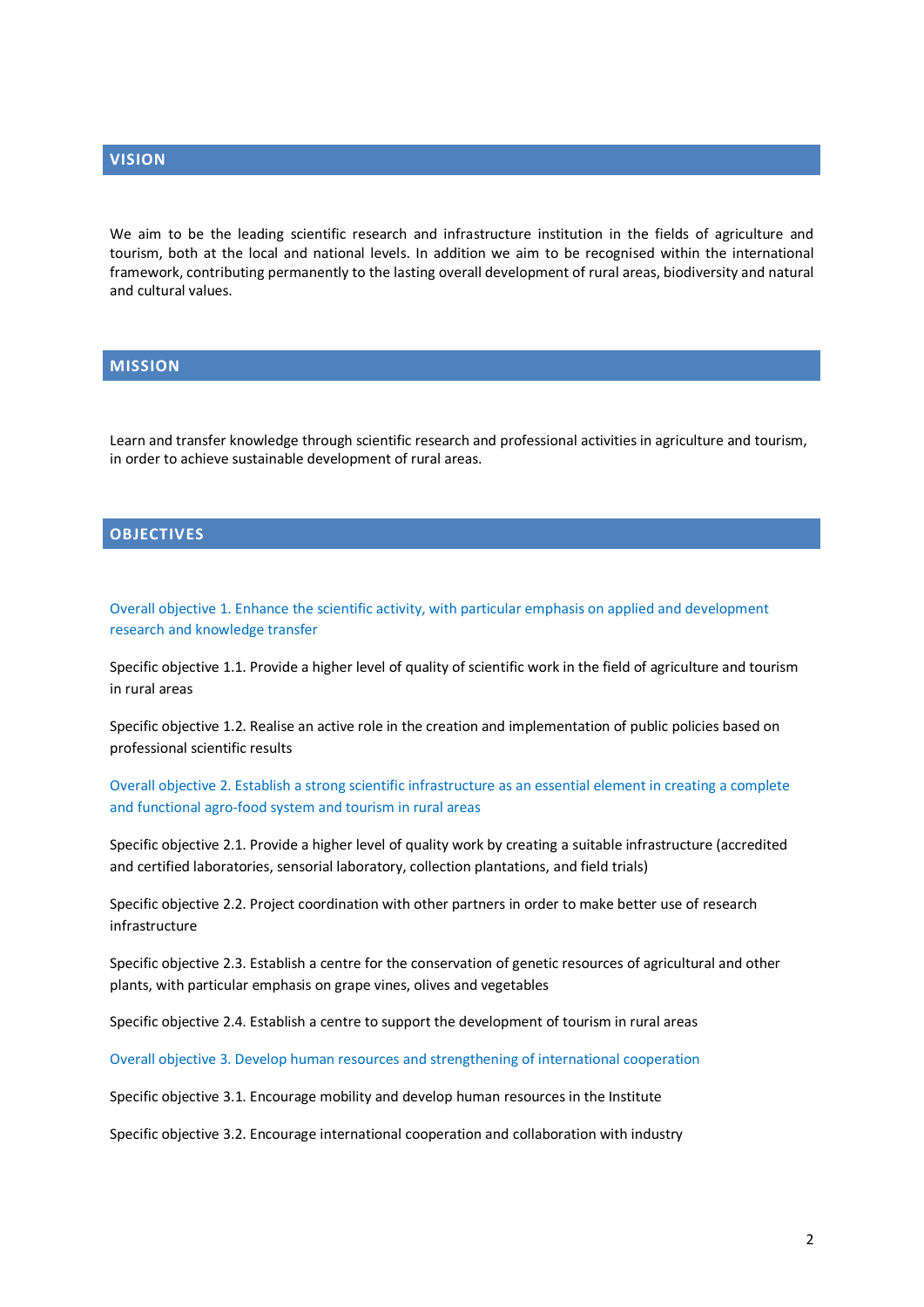## VISION

We aim to be the leading scientific research and infrastructure institution in the fields of agriculture and tourism, both at the local and national levels. In addition we aim to be recognised within the international framework, contributing permanently to the lasting overall development of rural areas, biodiversity and natural and cultural values.

## MISSION

Learn and transfer knowledge through scientific research and professional activities in agriculture and tourism, in order to achieve sustainable development of rural areas.

## OBJECTIVES

### Overall objective 1. Enhance the scientific activity, with particular emphasis on applied and development research and knowledge transfer

Specific objective 1.1. Provide a higher level of quality of scientific work in the field of agriculture and tourism in rural areas

Specific objective 1.2. Realise an active role in the creation and implementation of public policies based on professional scientific results

### Overall objective 2. Establish a strong scientific infrastructure as an essential element in creating a complete and functional agro-food system and tourism in rural areas

Specific objective 2.1. Provide a higher level of quality work by creating a suitable infrastructure (accredited and certified laboratories, sensorial laboratory, collection plantations, and field trials)

Specific objective 2.2. Project coordination with other partners in order to make better use of research infrastructure

Specific objective 2.3. Establish a centre for the conservation of genetic resources of agricultural and other plants, with particular emphasis on grape vines, olives and vegetables

Specific objective 2.4. Establish a centre to support the development of tourism in rural areas

### Overall objective 3. Develop human resources and strengthening of international cooperation

Specific objective 3.1. Encourage mobility and develop human resources in the Institute

Specific objective 3.2. Encourage international cooperation and collaboration with industry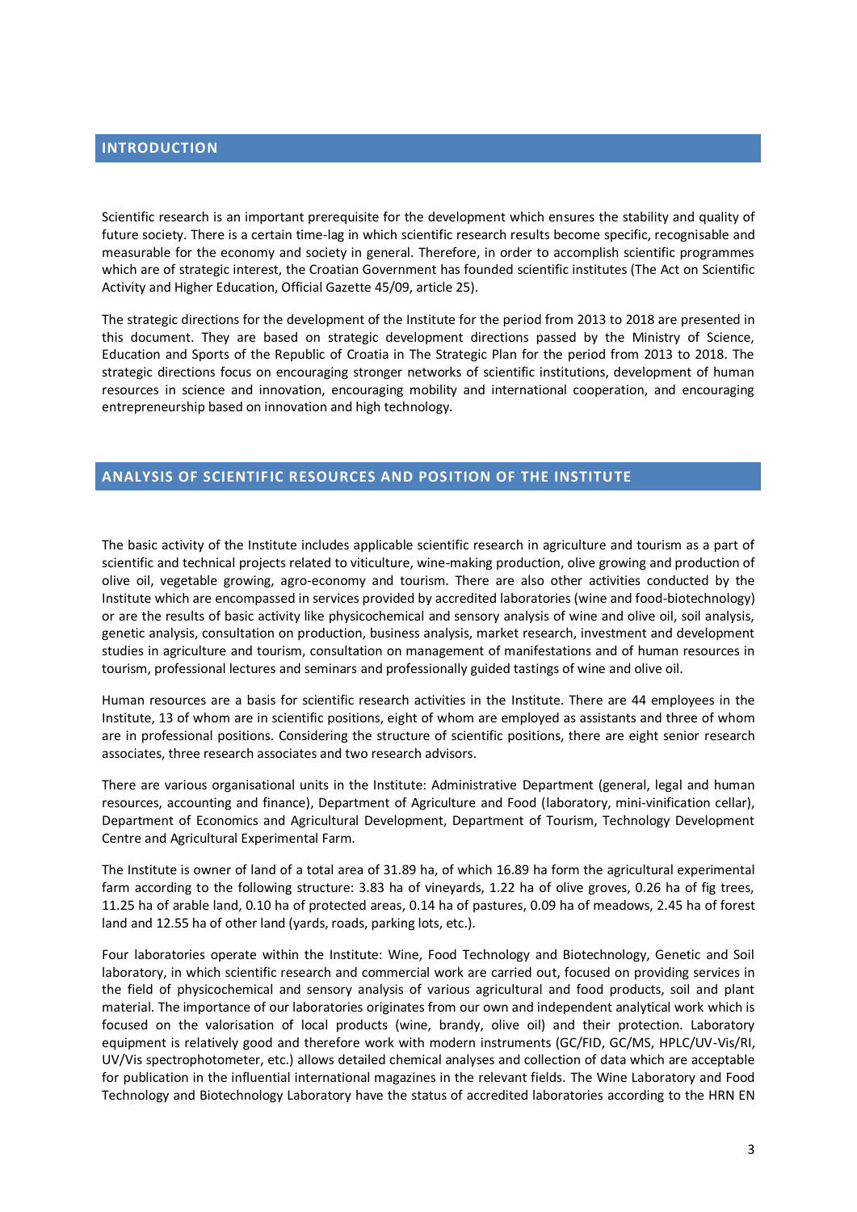## INTRODUCTION

Scientific research is an important prerequisite for the development which ensures the stability and quality of future society. There is a certain time-lag in which scientific research results become specific, recognisable and measurable for the economy and society in general. Therefore, in order to accomplish scientific programmes which are of strategic interest, the Croatian Government has founded scientific institutes (The Act on Scientific Activity and Higher Education, Official Gazette 45/09, article 25).

The strategic directions for the development of the Institute for the period from 2013 to 2018 are presented in this document. They are based on strategic development directions passed by the Ministry of Science, Education and Sports of the Republic of Croatia in The Strategic Plan for the period from 2013 to 2018. The strategic directions focus on encouraging stronger networks of scientific institutions, development of human resources in science and innovation, encouraging mobility and international cooperation, and encouraging entrepreneurship based on innovation and high technology.

## ANALYSIS OF SCIENTIFIC RESOURCES AND POSITION OF THE INSTITUTE

The basic activity of the Institute includes applicable scientific research in agriculture and tourism as a part of scientific and technical projects related to viticulture, wine-making production, olive growing and production of olive oil, vegetable growing, agro-economy and tourism. There are also other activities conducted by the Institute which are encompassed in services provided by accredited laboratories (wine and food-biotechnology) or are the results of basic activity like physicochemical and sensory analysis of wine and olive oil, soil analysis, genetic analysis, consultation on production, business analysis, market research, investment and development studies in agriculture and tourism, consultation on management of manifestations and of human resources in tourism, professional lectures and seminars and professionally guided tastings of wine and olive oil.

Human resources are a basis for scientific research activities in the Institute. There are 44 employees in the Institute, 13 of whom are in scientific positions, eight of whom are employed as assistants and three of whom are in professional positions. Considering the structure of scientific positions, there are eight senior research associates, three research associates and two research advisors.

There are various organisational units in the Institute: Administrative Department (general, legal and human resources, accounting and finance), Department of Agriculture and Food (laboratory, mini-vinification cellar), Department of Economics and Agricultural Development, Department of Tourism, Technology Development Centre and Agricultural Experimental Farm.

The Institute is owner of land of a total area of 31.89 ha, of which 16.89 ha form the agricultural experimental farm according to the following structure: 3.83 ha of vineyards, 1.22 ha of olive groves, 0.26 ha of fig trees, 11.25 ha of arable land, 0.10 ha of protected areas, 0.14 ha of pastures, 0.09 ha of meadows, 2.45 ha of forest land and 12.55 ha of other land (yards, roads, parking lots, etc.).

Four laboratories operate within the Institute: Wine, Food Technology and Biotechnology, Genetic and Soil laboratory, in which scientific research and commercial work are carried out, focused on providing services in the field of physicochemical and sensory analysis of various agricultural and food products, soil and plant material. The importance of our laboratories originates from our own and independent analytical work which is focused on the valorisation of local products (wine, brandy, olive oil) and their protection. Laboratory equipment is relatively good and therefore work with modern instruments (GC/FID, GC/MS, HPLC/UV-Vis/RI, UV/Vis spectrophotometer, etc.) allows detailed chemical analyses and collection of data which are acceptable for publication in the influential international magazines in the relevant fields. The Wine Laboratory and Food Technology and Biotechnology Laboratory have the status of accredited laboratories according to the HRN EN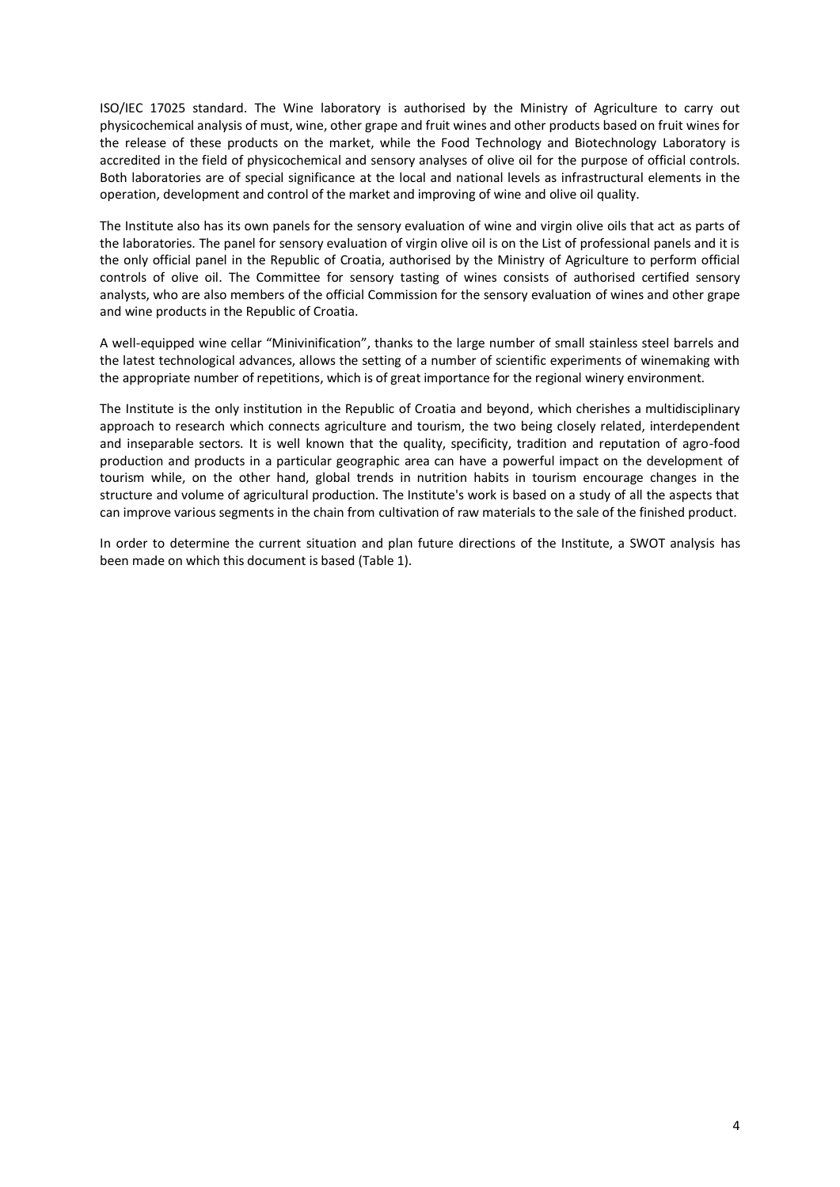ISO/IEC 17025 standard. The Wine laboratory is authorised by the Ministry of Agriculture to carry out physicochemical analysis of must, wine, other grape and fruit wines and other products based on fruit wines for the release of these products on the market, while the Food Technology and Biotechnology Laboratory is accredited in the field of physicochemical and sensory analyses of olive oil for the purpose of official controls. Both laboratories are of special significance at the local and national levels as infrastructural elements in the operation, development and control of the market and improving of wine and olive oil quality.

The Institute also has its own panels for the sensory evaluation of wine and virgin olive oils that act as parts of the laboratories. The panel for sensory evaluation of virgin olive oil is on the List of professional panels and it is the only official panel in the Republic of Croatia, authorised by the Ministry of Agriculture to perform official controls of olive oil. The Committee for sensory tasting of wines consists of authorised certified sensory analysts, who are also members of the official Commission for the sensory evaluation of wines and other grape and wine products in the Republic of Croatia.

A well-equipped wine cellar "Minivinification", thanks to the large number of small stainless steel barrels and the latest technological advances, allows the setting of a number of scientific experiments of winemaking with the appropriate number of repetitions, which is of great importance for the regional winery environment.

The Institute is the only institution in the Republic of Croatia and beyond, which cherishes a multidisciplinary approach to research which connects agriculture and tourism, the two being closely related, interdependent and inseparable sectors. It is well known that the quality, specificity, tradition and reputation of agro-food production and products in a particular geographic area can have a powerful impact on the development of tourism while, on the other hand, global trends in nutrition habits in tourism encourage changes in the structure and volume of agricultural production. The Institute's work is based on a study of all the aspects that can improve various segments in the chain from cultivation of raw materials to the sale of the finished product.

In order to determine the current situation and plan future directions of the Institute, a SWOT analysis has been made on which this document is based (Table 1).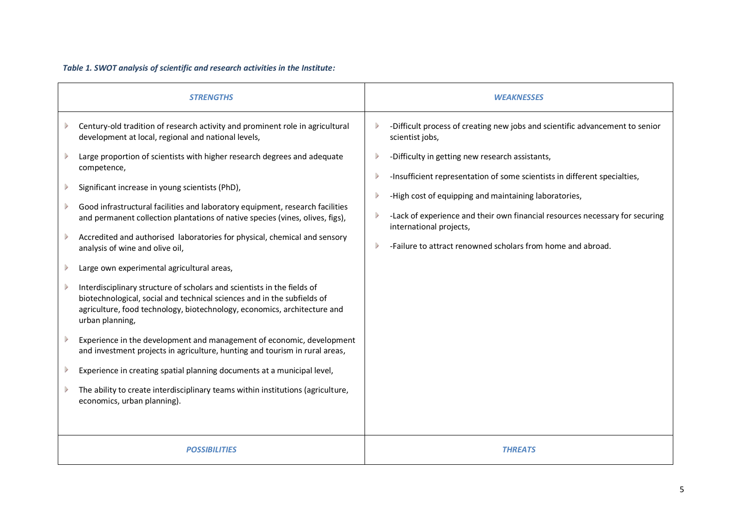***Table 1. SWOT analysis of scientific and research activities in the Institute:***

| *STRENGTHS* | *WEAKNESSES* |
|---|---|
| Century-old tradition of research activity and prominent role in agricultural development at local, regional and national levels,<br>Large proportion of scientists with higher research degrees and adequate competence,<br>Significant increase in young scientists (PhD),<br>Good infrastructural facilities and laboratory equipment, research facilities and permanent collection plantations of native species (vines, olives, figs),<br>Accredited and authorised laboratories for physical, chemical and sensory analysis of wine and olive oil,<br>Large own experimental agricultural areas,<br>Interdisciplinary structure of scholars and scientists in the fields of biotechnological, social and technical sciences and in the subfields of agriculture, food technology, biotechnology, economics, architecture and urban planning,<br>Experience in the development and management of economic, development and investment projects in agriculture, hunting and tourism in rural areas,<br>Experience in creating spatial planning documents at a municipal level,<br>The ability to create interdisciplinary teams within institutions (agriculture, economics, urban planning). | -Difficult process of creating new jobs and scientific advancement to senior scientist jobs,<br>-Difficulty in getting new research assistants,<br>-Insufficient representation of some scientists in different specialties,<br>-High cost of equipping and maintaining laboratories,<br>-Lack of experience and their own financial resources necessary for securing international projects,<br>-Failure to attract renowned scholars from home and abroad. |
| *POSSIBILITIES* | *THREATS* |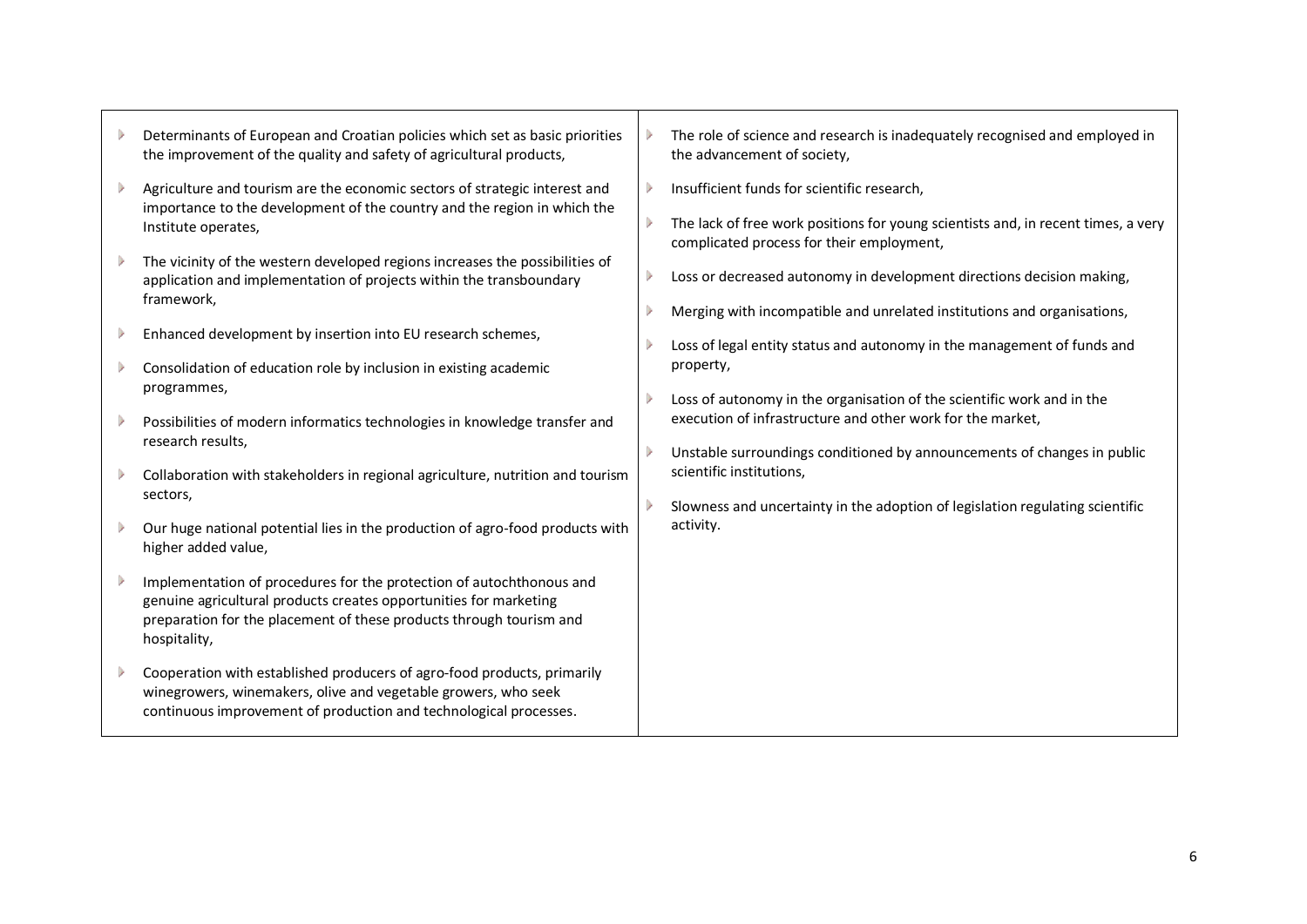| | |
|---|---|
| - Determinants of European and Croatian policies which set as basic priorities the improvement of the quality and safety of agricultural products,<br>- Agriculture and tourism are the economic sectors of strategic interest and importance to the development of the country and the region in which the Institute operates,<br>- The vicinity of the western developed regions increases the possibilities of application and implementation of projects within the transboundary framework,<br>- Enhanced development by insertion into EU research schemes,<br>- Consolidation of education role by inclusion in existing academic programmes,<br>- Possibilities of modern informatics technologies in knowledge transfer and research results,<br>- Collaboration with stakeholders in regional agriculture, nutrition and tourism sectors,<br>- Our huge national potential lies in the production of agro-food products with higher added value,<br>- Implementation of procedures for the protection of autochthonous and genuine agricultural products creates opportunities for marketing preparation for the placement of these products through tourism and hospitality,<br>- Cooperation with established producers of agro-food products, primarily winegrowers, winemakers, olive and vegetable growers, who seek continuous improvement of production and technological processes. | - The role of science and research is inadequately recognised and employed in the advancement of society,<br>- Insufficient funds for scientific research,<br>- The lack of free work positions for young scientists and, in recent times, a very complicated process for their employment,<br>- Loss or decreased autonomy in development directions decision making,<br>- Merging with incompatible and unrelated institutions and organisations,<br>- Loss of legal entity status and autonomy in the management of funds and property,<br>- Loss of autonomy in the organisation of the scientific work and in the execution of infrastructure and other work for the market,<br>- Unstable surroundings conditioned by announcements of changes in public scientific institutions,<br>- Slowness and uncertainty in the adoption of legislation regulating scientific activity. |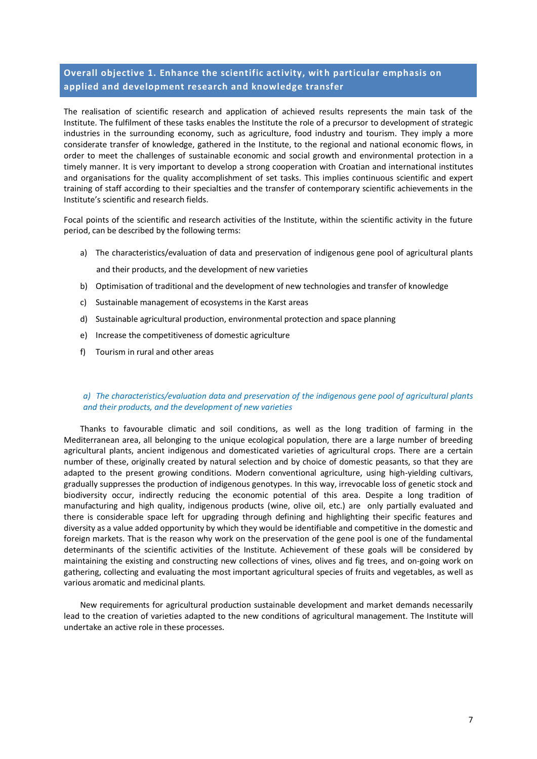## Overall objective 1. Enhance the scientific activity, with particular emphasis on applied and development research and knowledge transfer

The realisation of scientific research and application of achieved results represents the main task of the Institute. The fulfilment of these tasks enables the Institute the role of a precursor to development of strategic industries in the surrounding economy, such as agriculture, food industry and tourism. They imply a more considerate transfer of knowledge, gathered in the Institute, to the regional and national economic flows, in order to meet the challenges of sustainable economic and social growth and environmental protection in a timely manner. It is very important to develop a strong cooperation with Croatian and international institutes and organisations for the quality accomplishment of set tasks. This implies continuous scientific and expert training of staff according to their specialties and the transfer of contemporary scientific achievements in the Institute's scientific and research fields.

Focal points of the scientific and research activities of the Institute, within the scientific activity in the future period, can be described by the following terms:

a) The characteristics/evaluation of data and preservation of indigenous gene pool of agricultural plants and their products, and the development of new varieties
b) Optimisation of traditional and the development of new technologies and transfer of knowledge
c) Sustainable management of ecosystems in the Karst areas
d) Sustainable agricultural production, environmental protection and space planning
e) Increase the competitiveness of domestic agriculture
f) Tourism in rural and other areas

### *a) The characteristics/evaluation data and preservation of the indigenous gene pool of agricultural plants and their products, and the development of new varieties*

Thanks to favourable climatic and soil conditions, as well as the long tradition of farming in the Mediterranean area, all belonging to the unique ecological population, there are a large number of breeding agricultural plants, ancient indigenous and domesticated varieties of agricultural crops. There are a certain number of these, originally created by natural selection and by choice of domestic peasants, so that they are adapted to the present growing conditions. Modern conventional agriculture, using high-yielding cultivars, gradually suppresses the production of indigenous genotypes. In this way, irrevocable loss of genetic stock and biodiversity occur, indirectly reducing the economic potential of this area. Despite a long tradition of manufacturing and high quality, indigenous products (wine, olive oil, etc.) are only partially evaluated and there is considerable space left for upgrading through defining and highlighting their specific features and diversity as a value added opportunity by which they would be identifiable and competitive in the domestic and foreign markets. That is the reason why work on the preservation of the gene pool is one of the fundamental determinants of the scientific activities of the Institute. Achievement of these goals will be considered by maintaining the existing and constructing new collections of vines, olives and fig trees, and on-going work on gathering, collecting and evaluating the most important agricultural species of fruits and vegetables, as well as various aromatic and medicinal plants.

New requirements for agricultural production sustainable development and market demands necessarily lead to the creation of varieties adapted to the new conditions of agricultural management. The Institute will undertake an active role in these processes.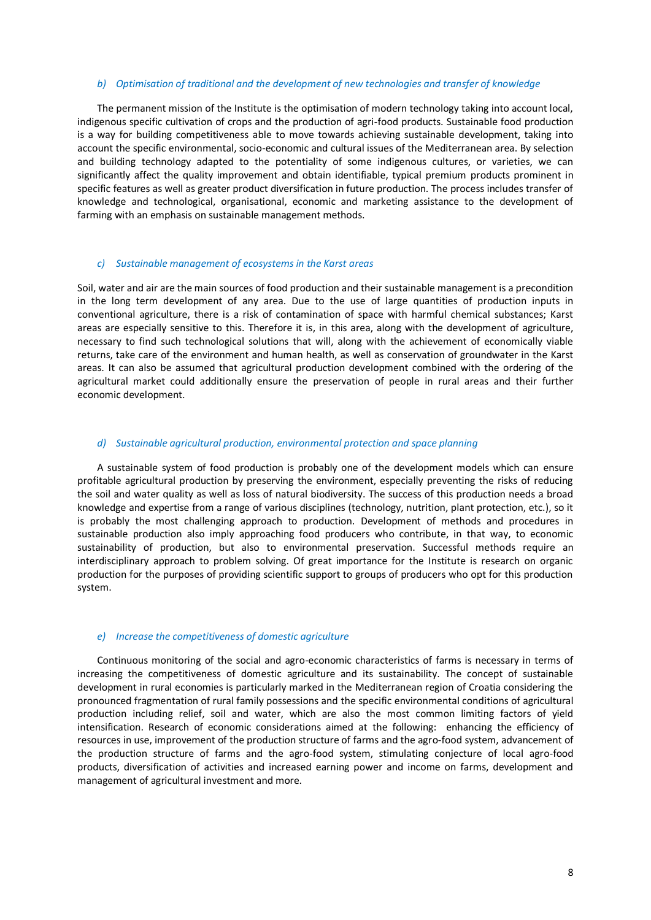### *b) Optimisation of traditional and the development of new technologies and transfer of knowledge*

The permanent mission of the Institute is the optimisation of modern technology taking into account local, indigenous specific cultivation of crops and the production of agri-food products. Sustainable food production is a way for building competitiveness able to move towards achieving sustainable development, taking into account the specific environmental, socio-economic and cultural issues of the Mediterranean area. By selection and building technology adapted to the potentiality of some indigenous cultures, or varieties, we can significantly affect the quality improvement and obtain identifiable, typical premium products prominent in specific features as well as greater product diversification in future production. The process includes transfer of knowledge and technological, organisational, economic and marketing assistance to the development of farming with an emphasis on sustainable management methods.

### *c) Sustainable management of ecosystems in the Karst areas*

Soil, water and air are the main sources of food production and their sustainable management is a precondition in the long term development of any area. Due to the use of large quantities of production inputs in conventional agriculture, there is a risk of contamination of space with harmful chemical substances; Karst areas are especially sensitive to this. Therefore it is, in this area, along with the development of agriculture, necessary to find such technological solutions that will, along with the achievement of economically viable returns, take care of the environment and human health, as well as conservation of groundwater in the Karst areas. It can also be assumed that agricultural production development combined with the ordering of the agricultural market could additionally ensure the preservation of people in rural areas and their further economic development.

### *d) Sustainable agricultural production, environmental protection and space planning*

A sustainable system of food production is probably one of the development models which can ensure profitable agricultural production by preserving the environment, especially preventing the risks of reducing the soil and water quality as well as loss of natural biodiversity. The success of this production needs a broad knowledge and expertise from a range of various disciplines (technology, nutrition, plant protection, etc.), so it is probably the most challenging approach to production. Development of methods and procedures in sustainable production also imply approaching food producers who contribute, in that way, to economic sustainability of production, but also to environmental preservation. Successful methods require an interdisciplinary approach to problem solving. Of great importance for the Institute is research on organic production for the purposes of providing scientific support to groups of producers who opt for this production system.

### *e) Increase the competitiveness of domestic agriculture*

Continuous monitoring of the social and agro-economic characteristics of farms is necessary in terms of increasing the competitiveness of domestic agriculture and its sustainability. The concept of sustainable development in rural economies is particularly marked in the Mediterranean region of Croatia considering the pronounced fragmentation of rural family possessions and the specific environmental conditions of agricultural production including relief, soil and water, which are also the most common limiting factors of yield intensification. Research of economic considerations aimed at the following: enhancing the efficiency of resources in use, improvement of the production structure of farms and the agro-food system, advancement of the production structure of farms and the agro-food system, stimulating conjecture of local agro-food products, diversification of activities and increased earning power and income on farms, development and management of agricultural investment and more.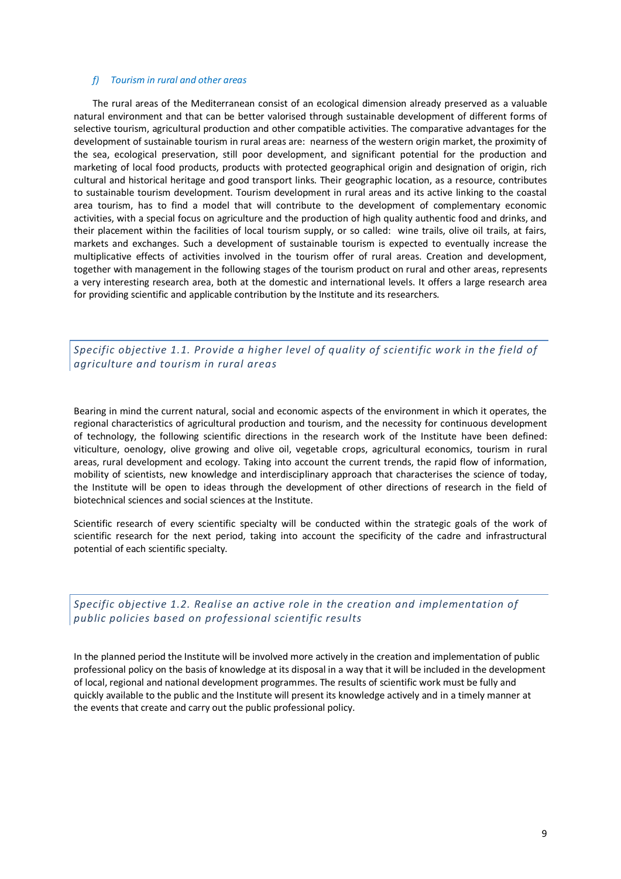*f) Tourism in rural and other areas*

The rural areas of the Mediterranean consist of an ecological dimension already preserved as a valuable natural environment and that can be better valorised through sustainable development of different forms of selective tourism, agricultural production and other compatible activities. The comparative advantages for the development of sustainable tourism in rural areas are: nearness of the western origin market, the proximity of the sea, ecological preservation, still poor development, and significant potential for the production and marketing of local food products, products with protected geographical origin and designation of origin, rich cultural and historical heritage and good transport links. Their geographic location, as a resource, contributes to sustainable tourism development. Tourism development in rural areas and its active linking to the coastal area tourism, has to find a model that will contribute to the development of complementary economic activities, with a special focus on agriculture and the production of high quality authentic food and drinks, and their placement within the facilities of local tourism supply, or so called: wine trails, olive oil trails, at fairs, markets and exchanges. Such a development of sustainable tourism is expected to eventually increase the multiplicative effects of activities involved in the tourism offer of rural areas. Creation and development, together with management in the following stages of the tourism product on rural and other areas, represents a very interesting research area, both at the domestic and international levels. It offers a large research area for providing scientific and applicable contribution by the Institute and its researchers.

### *Specific objective 1.1. Provide a higher level of quality of scientific work in the field of agriculture and tourism in rural areas*

Bearing in mind the current natural, social and economic aspects of the environment in which it operates, the regional characteristics of agricultural production and tourism, and the necessity for continuous development of technology, the following scientific directions in the research work of the Institute have been defined: viticulture, oenology, olive growing and olive oil, vegetable crops, agricultural economics, tourism in rural areas, rural development and ecology. Taking into account the current trends, the rapid flow of information, mobility of scientists, new knowledge and interdisciplinary approach that characterises the science of today, the Institute will be open to ideas through the development of other directions of research in the field of biotechnical sciences and social sciences at the Institute.

Scientific research of every scientific specialty will be conducted within the strategic goals of the work of scientific research for the next period, taking into account the specificity of the cadre and infrastructural potential of each scientific specialty.

### *Specific objective 1.2. Realise an active role in the creation and implementation of public policies based on professional scientific results*

In the planned period the Institute will be involved more actively in the creation and implementation of public professional policy on the basis of knowledge at its disposal in a way that it will be included in the development of local, regional and national development programmes. The results of scientific work must be fully and quickly available to the public and the Institute will present its knowledge actively and in a timely manner at the events that create and carry out the public professional policy.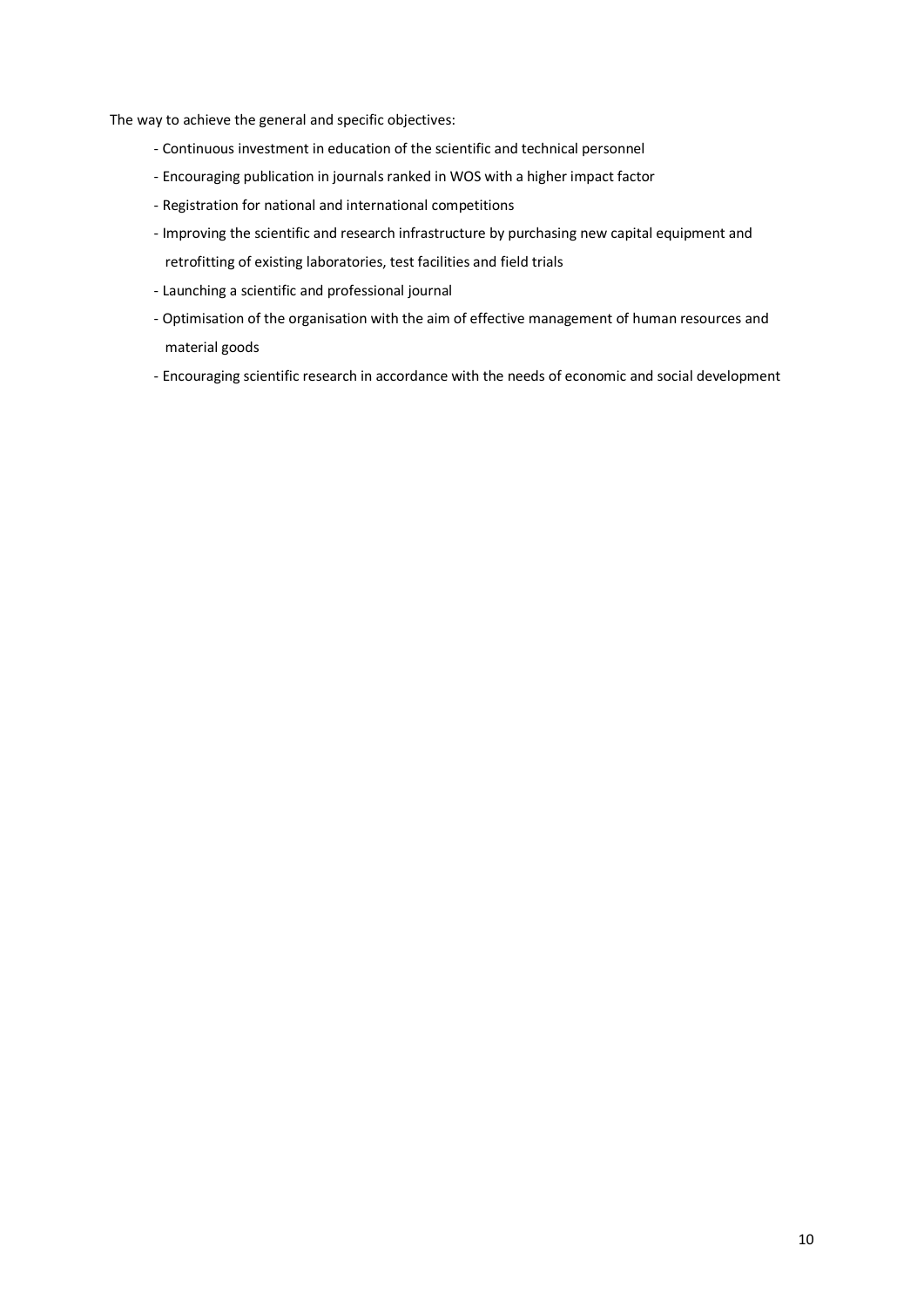The way to achieve the general and specific objectives:

- Continuous investment in education of the scientific and technical personnel
- Encouraging publication in journals ranked in WOS with a higher impact factor
- Registration for national and international competitions
- Improving the scientific and research infrastructure by purchasing new capital equipment and retrofitting of existing laboratories, test facilities and field trials
- Launching a scientific and professional journal
- Optimisation of the organisation with the aim of effective management of human resources and material goods
- Encouraging scientific research in accordance with the needs of economic and social development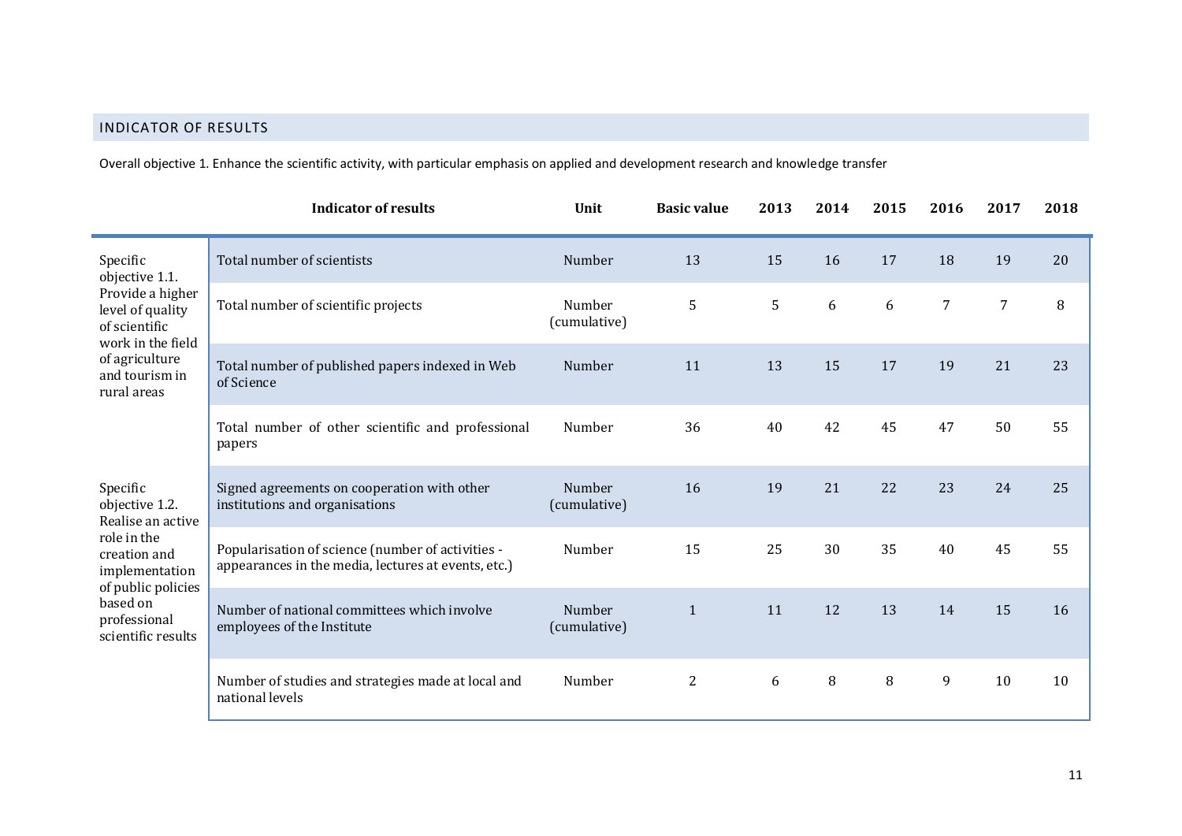## INDICATOR OF RESULTS

Overall objective 1. Enhance the scientific activity, with particular emphasis on applied and development research and knowledge transfer

| | Indicator of results | Unit | Basic value | 2013 | 2014 | 2015 | 2016 | 2017 | 2018 |
|---|---|---|---|---|---|---|---|---|---|
| Specific objective 1.1. Provide a higher level of quality of scientific work in the field of agriculture and tourism in rural areas | Total number of scientists | Number | 13 | 15 | 16 | 17 | 18 | 19 | 20 |
| | Total number of scientific projects | Number (cumulative) | 5 | 5 | 6 | 6 | 7 | 7 | 8 |
| | Total number of published papers indexed in Web of Science | Number | 11 | 13 | 15 | 17 | 19 | 21 | 23 |
| | Total number of other scientific and professional papers | Number | 36 | 40 | 42 | 45 | 47 | 50 | 55 |
| Specific objective 1.2. Realise an active role in the creation and implementation of public policies based on professional scientific results | Signed agreements on cooperation with other institutions and organisations | Number (cumulative) | 16 | 19 | 21 | 22 | 23 | 24 | 25 |
| | Popularisation of science (number of activities - appearances in the media, lectures at events, etc.) | Number | 15 | 25 | 30 | 35 | 40 | 45 | 55 |
| | Number of national committees which involve employees of the Institute | Number (cumulative) | 1 | 11 | 12 | 13 | 14 | 15 | 16 |
| | Number of studies and strategies made at local and national levels | Number | 2 | 6 | 8 | 8 | 9 | 10 | 10 |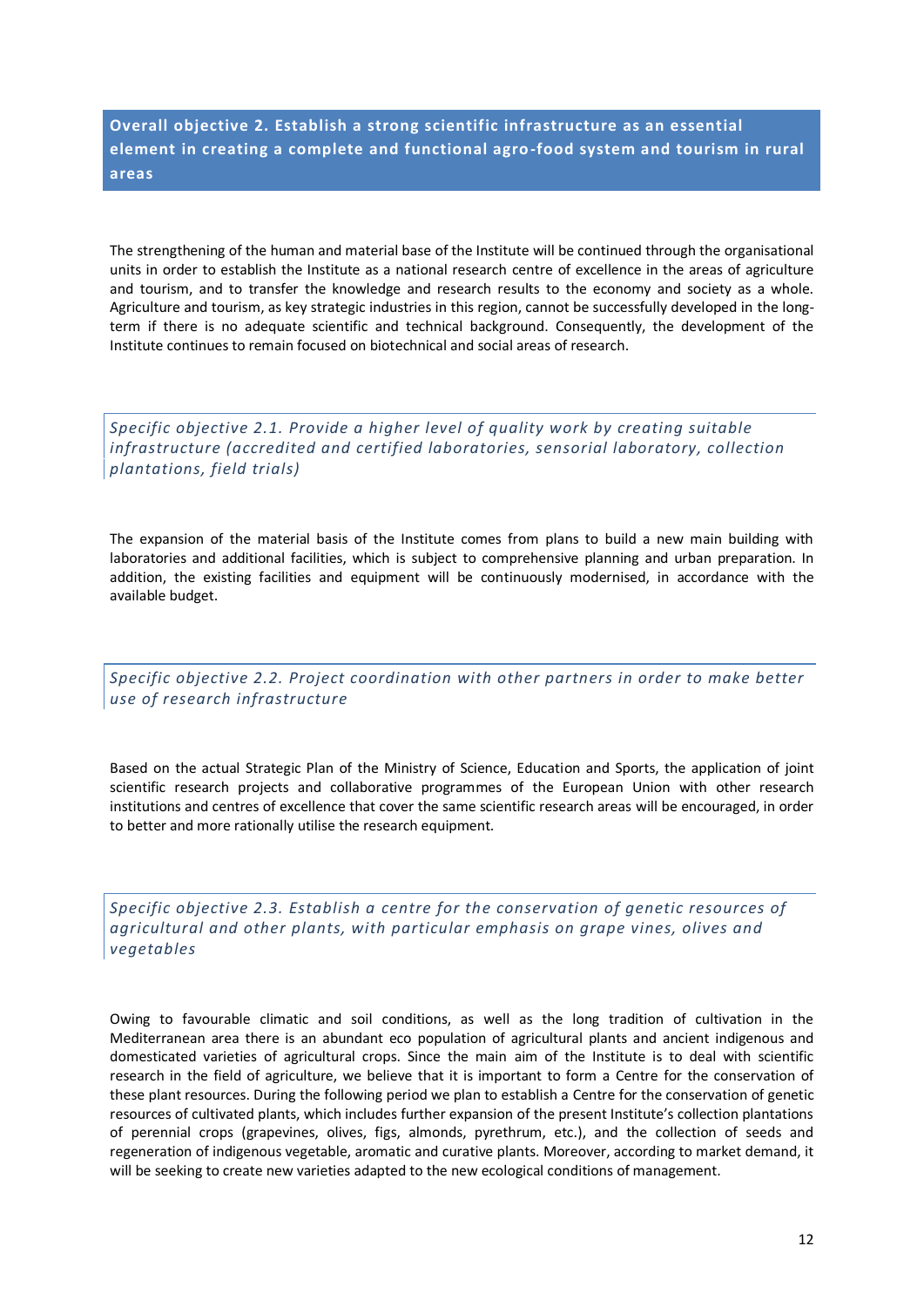## Overall objective 2. Establish a strong scientific infrastructure as an essential element in creating a complete and functional agro-food system and tourism in rural areas

The strengthening of the human and material base of the Institute will be continued through the organisational units in order to establish the Institute as a national research centre of excellence in the areas of agriculture and tourism, and to transfer the knowledge and research results to the economy and society as a whole. Agriculture and tourism, as key strategic industries in this region, cannot be successfully developed in the long-term if there is no adequate scientific and technical background. Consequently, the development of the Institute continues to remain focused on biotechnical and social areas of research.

### *Specific objective 2.1. Provide a higher level of quality work by creating suitable infrastructure (accredited and certified laboratories, sensorial laboratory, collection plantations, field trials)*

The expansion of the material basis of the Institute comes from plans to build a new main building with laboratories and additional facilities, which is subject to comprehensive planning and urban preparation. In addition, the existing facilities and equipment will be continuously modernised, in accordance with the available budget.

### *Specific objective 2.2. Project coordination with other partners in order to make better use of research infrastructure*

Based on the actual Strategic Plan of the Ministry of Science, Education and Sports, the application of joint scientific research projects and collaborative programmes of the European Union with other research institutions and centres of excellence that cover the same scientific research areas will be encouraged, in order to better and more rationally utilise the research equipment.

### *Specific objective 2.3. Establish a centre for the conservation of genetic resources of agricultural and other plants, with particular emphasis on grape vines, olives and vegetables*

Owing to favourable climatic and soil conditions, as well as the long tradition of cultivation in the Mediterranean area there is an abundant eco population of agricultural plants and ancient indigenous and domesticated varieties of agricultural crops. Since the main aim of the Institute is to deal with scientific research in the field of agriculture, we believe that it is important to form a Centre for the conservation of these plant resources. During the following period we plan to establish a Centre for the conservation of genetic resources of cultivated plants, which includes further expansion of the present Institute's collection plantations of perennial crops (grapevines, olives, figs, almonds, pyrethrum, etc.), and the collection of seeds and regeneration of indigenous vegetable, aromatic and curative plants. Moreover, according to market demand, it will be seeking to create new varieties adapted to the new ecological conditions of management.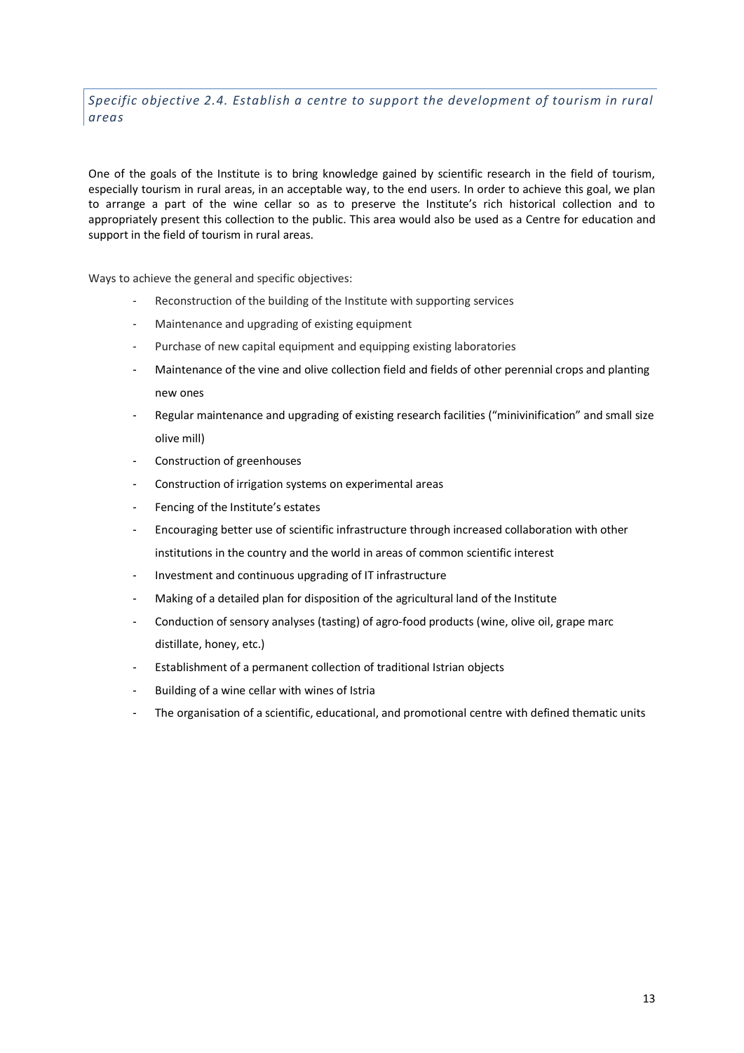### *Specific objective 2.4. Establish a centre to support the development of tourism in rural areas*

One of the goals of the Institute is to bring knowledge gained by scientific research in the field of tourism, especially tourism in rural areas, in an acceptable way, to the end users. In order to achieve this goal, we plan to arrange a part of the wine cellar so as to preserve the Institute's rich historical collection and to appropriately present this collection to the public. This area would also be used as a Centre for education and support in the field of tourism in rural areas.

Ways to achieve the general and specific objectives:

- Reconstruction of the building of the Institute with supporting services
- Maintenance and upgrading of existing equipment
- Purchase of new capital equipment and equipping existing laboratories
- Maintenance of the vine and olive collection field and fields of other perennial crops and planting new ones
- Regular maintenance and upgrading of existing research facilities ("minivinification" and small size olive mill)
- Construction of greenhouses
- Construction of irrigation systems on experimental areas
- Fencing of the Institute's estates
- Encouraging better use of scientific infrastructure through increased collaboration with other institutions in the country and the world in areas of common scientific interest
- Investment and continuous upgrading of IT infrastructure
- Making of a detailed plan for disposition of the agricultural land of the Institute
- Conduction of sensory analyses (tasting) of agro-food products (wine, olive oil, grape marc distillate, honey, etc.)
- Establishment of a permanent collection of traditional Istrian objects
- Building of a wine cellar with wines of Istria
- The organisation of a scientific, educational, and promotional centre with defined thematic units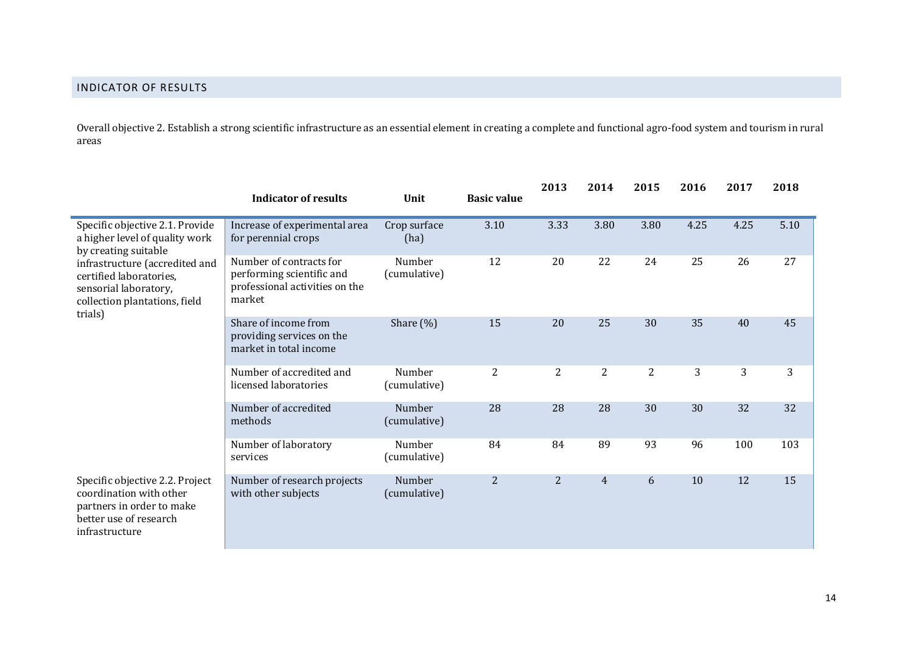## INDICATOR OF RESULTS

Overall objective 2. Establish a strong scientific infrastructure as an essential element in creating a complete and functional agro-food system and tourism in rural areas

| | Indicator of results | Unit | Basic value | 2013 | 2014 | 2015 | 2016 | 2017 | 2018 |
|---|---|---|---|---|---|---|---|---|---|
| Specific objective 2.1. Provide a higher level of quality work by creating suitable infrastructure (accredited and certified laboratories, sensorial laboratory, collection plantations, field trials) | Increase of experimental area for perennial crops | Crop surface (ha) | 3.10 | 3.33 | 3.80 | 3.80 | 4.25 | 4.25 | 5.10 |
| | Number of contracts for performing scientific and professional activities on the market | Number (cumulative) | 12 | 20 | 22 | 24 | 25 | 26 | 27 |
| | Share of income from providing services on the market in total income | Share (%) | 15 | 20 | 25 | 30 | 35 | 40 | 45 |
| | Number of accredited and licensed laboratories | Number (cumulative) | 2 | 2 | 2 | 2 | 3 | 3 | 3 |
| | Number of accredited methods | Number (cumulative) | 28 | 28 | 28 | 30 | 30 | 32 | 32 |
| | Number of laboratory services | Number (cumulative) | 84 | 84 | 89 | 93 | 96 | 100 | 103 |
| Specific objective 2.2. Project coordination with other partners in order to make better use of research infrastructure | Number of research projects with other subjects | Number (cumulative) | 2 | 2 | 4 | 6 | 10 | 12 | 15 |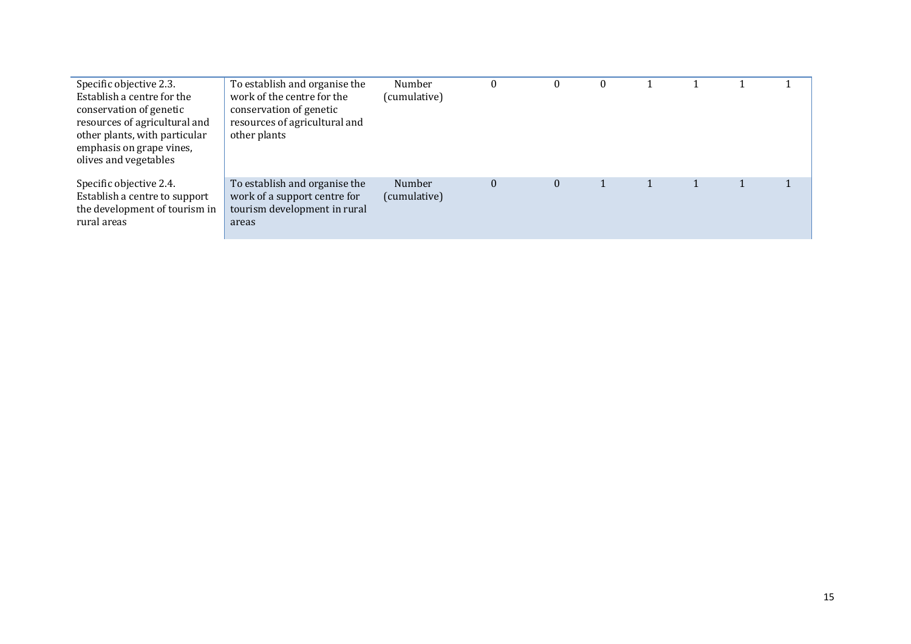| | | | | | | | | | |
|---|---|---|---|---|---|---|---|---|---|
| Specific objective 2.3. Establish a centre for the conservation of genetic resources of agricultural and other plants, with particular emphasis on grape vines, olives and vegetables | To establish and organise the work of the centre for the conservation of genetic resources of agricultural and other plants | Number (cumulative) | 0 | 0 | 0 | 1 | 1 | 1 | 1 |
| Specific objective 2.4. Establish a centre to support the development of tourism in rural areas | To establish and organise the work of a support centre for tourism development in rural areas | Number (cumulative) | 0 | 0 | 1 | 1 | 1 | 1 | 1 |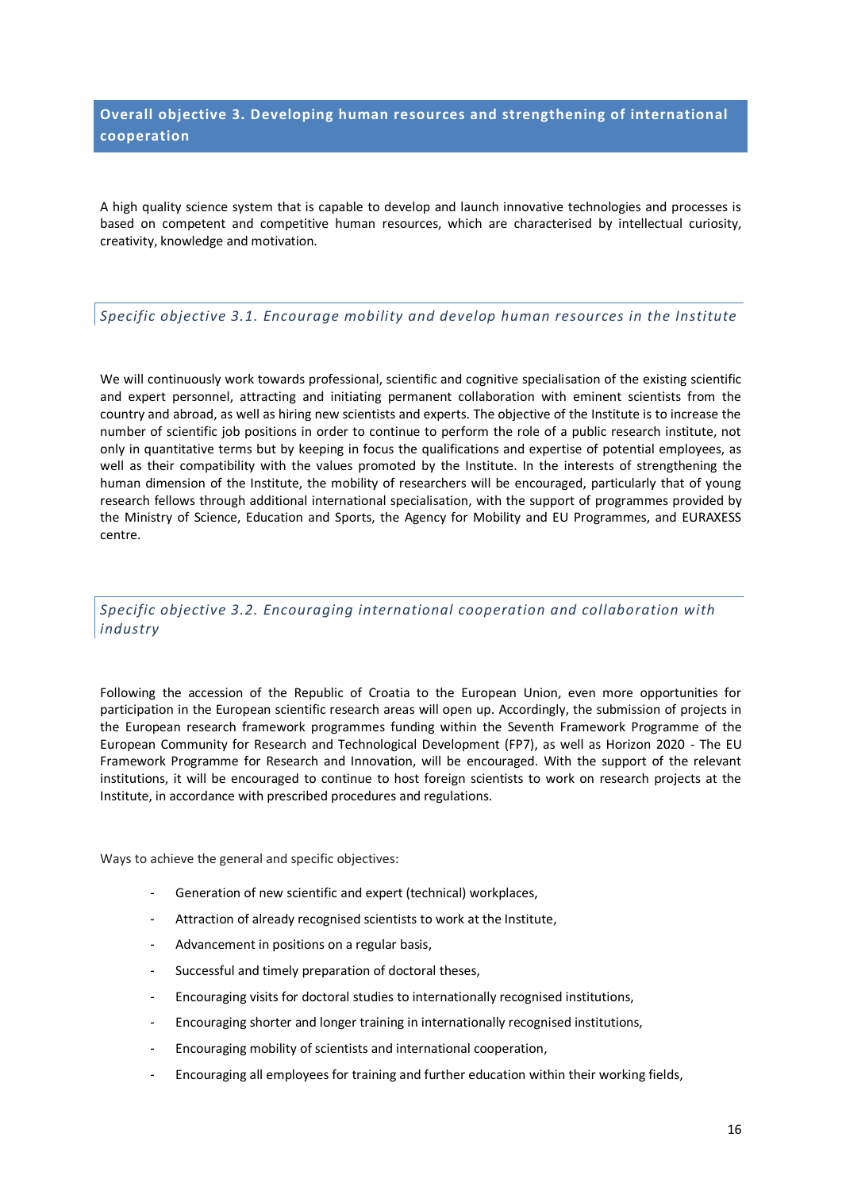## Overall objective 3. Developing human resources and strengthening of international cooperation

A high quality science system that is capable to develop and launch innovative technologies and processes is based on competent and competitive human resources, which are characterised by intellectual curiosity, creativity, knowledge and motivation.

### *Specific objective 3.1. Encourage mobility and develop human resources in the Institute*

We will continuously work towards professional, scientific and cognitive specialisation of the existing scientific and expert personnel, attracting and initiating permanent collaboration with eminent scientists from the country and abroad, as well as hiring new scientists and experts. The objective of the Institute is to increase the number of scientific job positions in order to continue to perform the role of a public research institute, not only in quantitative terms but by keeping in focus the qualifications and expertise of potential employees, as well as their compatibility with the values promoted by the Institute. In the interests of strengthening the human dimension of the Institute, the mobility of researchers will be encouraged, particularly that of young research fellows through additional international specialisation, with the support of programmes provided by the Ministry of Science, Education and Sports, the Agency for Mobility and EU Programmes, and EURAXESS centre.

### *Specific objective 3.2. Encouraging international cooperation and collaboration with industry*

Following the accession of the Republic of Croatia to the European Union, even more opportunities for participation in the European scientific research areas will open up. Accordingly, the submission of projects in the European research framework programmes funding within the Seventh Framework Programme of the European Community for Research and Technological Development (FP7), as well as Horizon 2020 - The EU Framework Programme for Research and Innovation, will be encouraged. With the support of the relevant institutions, it will be encouraged to continue to host foreign scientists to work on research projects at the Institute, in accordance with prescribed procedures and regulations.

Ways to achieve the general and specific objectives:

- Generation of new scientific and expert (technical) workplaces,
- Attraction of already recognised scientists to work at the Institute,
- Advancement in positions on a regular basis,
- Successful and timely preparation of doctoral theses,
- Encouraging visits for doctoral studies to internationally recognised institutions,
- Encouraging shorter and longer training in internationally recognised institutions,
- Encouraging mobility of scientists and international cooperation,
- Encouraging all employees for training and further education within their working fields,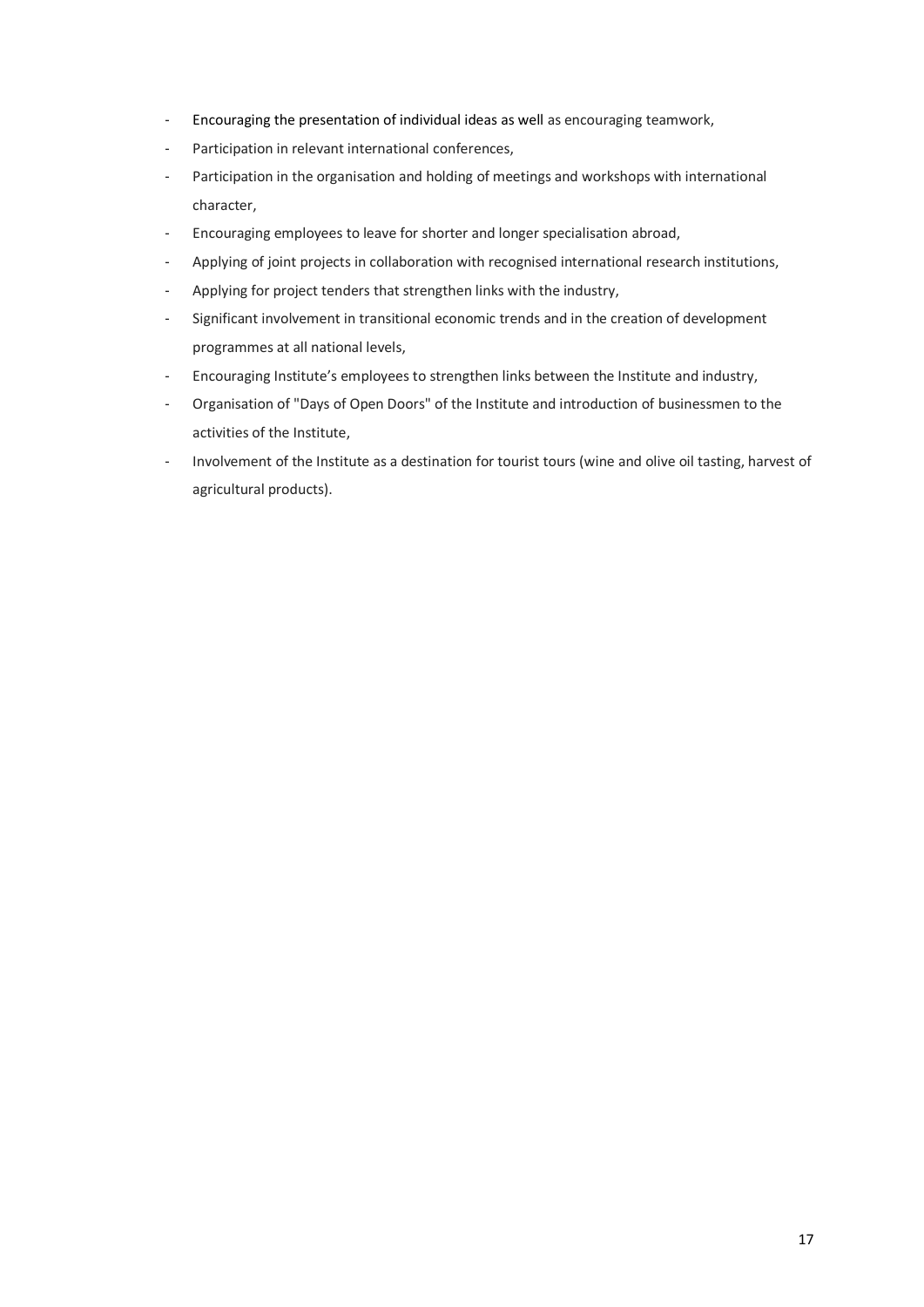- Encouraging the presentation of individual ideas as well as encouraging teamwork,
- Participation in relevant international conferences,
- Participation in the organisation and holding of meetings and workshops with international character,
- Encouraging employees to leave for shorter and longer specialisation abroad,
- Applying of joint projects in collaboration with recognised international research institutions,
- Applying for project tenders that strengthen links with the industry,
- Significant involvement in transitional economic trends and in the creation of development programmes at all national levels,
- Encouraging Institute's employees to strengthen links between the Institute and industry,
- Organisation of "Days of Open Doors" of the Institute and introduction of businessmen to the activities of the Institute,
- Involvement of the Institute as a destination for tourist tours (wine and olive oil tasting, harvest of agricultural products).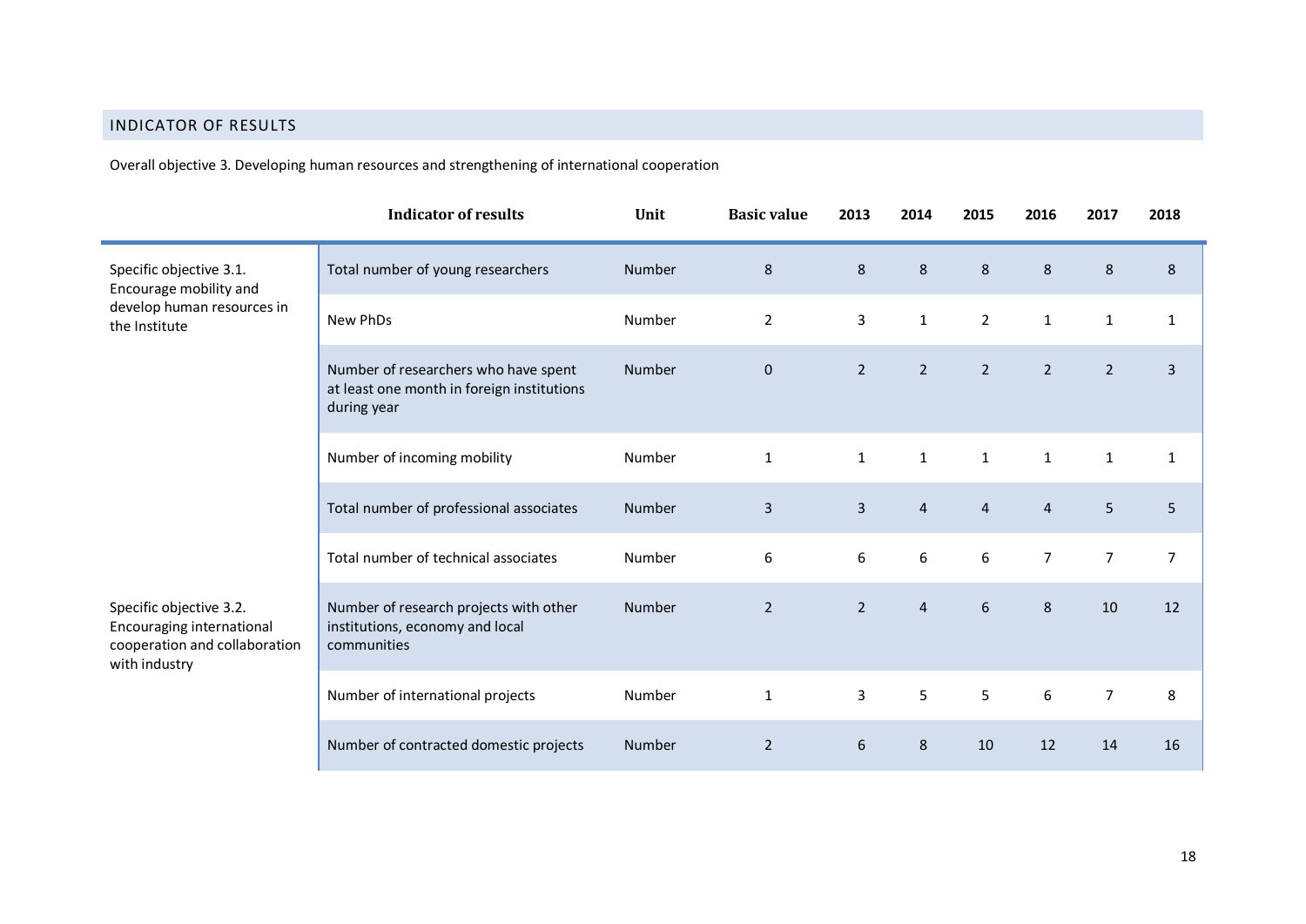## INDICATOR OF RESULTS

Overall objective 3. Developing human resources and strengthening of international cooperation

| | Indicator of results | Unit | Basic value | 2013 | 2014 | 2015 | 2016 | 2017 | 2018 |
|---|---|---|---|---|---|---|---|---|---|
| Specific objective 3.1. Encourage mobility and develop human resources in the Institute | Total number of young researchers | Number | 8 | 8 | 8 | 8 | 8 | 8 | 8 |
| | New PhDs | Number | 2 | 3 | 1 | 2 | 1 | 1 | 1 |
| | Number of researchers who have spent at least one month in foreign institutions during year | Number | 0 | 2 | 2 | 2 | 2 | 2 | 3 |
| | Number of incoming mobility | Number | 1 | 1 | 1 | 1 | 1 | 1 | 1 |
| | Total number of professional associates | Number | 3 | 3 | 4 | 4 | 4 | 5 | 5 |
| | Total number of technical associates | Number | 6 | 6 | 6 | 6 | 7 | 7 | 7 |
| Specific objective 3.2. Encouraging international cooperation and collaboration with industry | Number of research projects with other institutions, economy and local communities | Number | 2 | 2 | 4 | 6 | 8 | 10 | 12 |
| | Number of international projects | Number | 1 | 3 | 5 | 5 | 6 | 7 | 8 |
| | Number of contracted domestic projects | Number | 2 | 6 | 8 | 10 | 12 | 14 | 16 |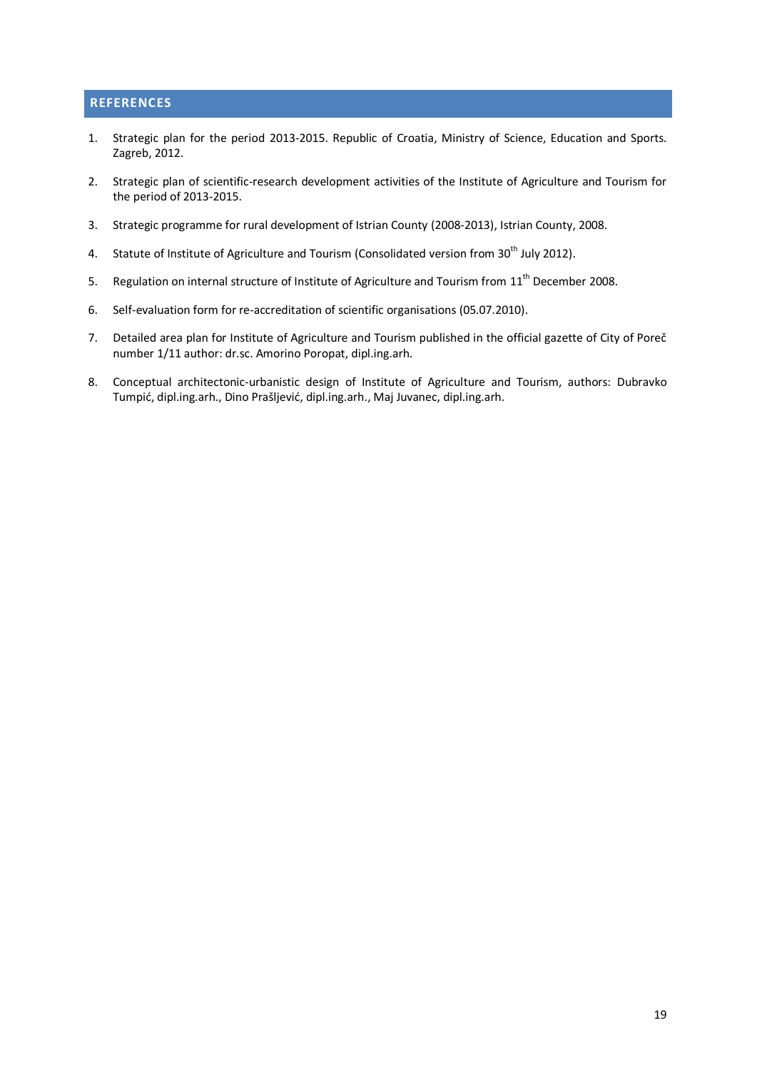## REFERENCES

1. Strategic plan for the period 2013-2015. Republic of Croatia, Ministry of Science, Education and Sports. Zagreb, 2012.

2. Strategic plan of scientific-research development activities of the Institute of Agriculture and Tourism for the period of 2013-2015.

3. Strategic programme for rural development of Istrian County (2008-2013), Istrian County, 2008.

4. Statute of Institute of Agriculture and Tourism (Consolidated version from 30th July 2012).

5. Regulation on internal structure of Institute of Agriculture and Tourism from 11th December 2008.

6. Self-evaluation form for re-accreditation of scientific organisations (05.07.2010).

7. Detailed area plan for Institute of Agriculture and Tourism published in the official gazette of City of Poreč number 1/11 author: dr.sc. Amorino Poropat, dipl.ing.arh.

8. Conceptual architectonic-urbanistic design of Institute of Agriculture and Tourism, authors: Dubravko Tumpić, dipl.ing.arh., Dino Prašljević, dipl.ing.arh., Maj Juvanec, dipl.ing.arh.